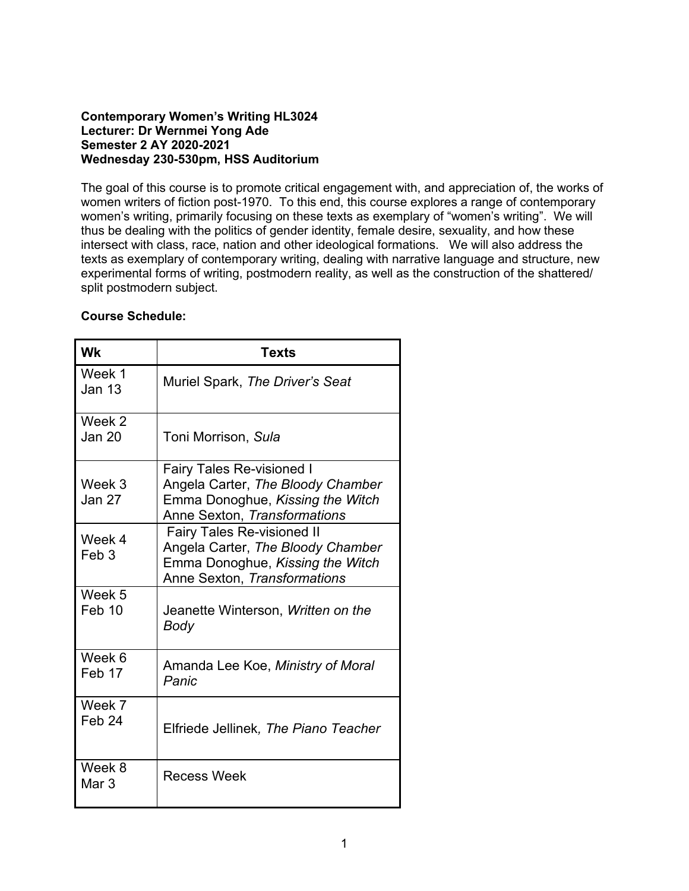**Contemporary Women's Writing HL3024**
**Lecturer: Dr Wernmei Yong Ade**
**Semester 2 AY 2020-2021**
**Wednesday 230-530pm, HSS Auditorium**

The goal of this course is to promote critical engagement with, and appreciation of, the works of women writers of fiction post-1970. To this end, this course explores a range of contemporary women's writing, primarily focusing on these texts as exemplary of "women's writing". We will thus be dealing with the politics of gender identity, female desire, sexuality, and how these intersect with class, race, nation and other ideological formations. We will also address the texts as exemplary of contemporary writing, dealing with narrative language and structure, new experimental forms of writing, postmodern reality, as well as the construction of the shattered/ split postmodern subject.

**Course Schedule:**

| Wk | Texts |
|---|---|
| Week 1<br>Jan 13 | Muriel Spark, *The Driver's Seat* |
| Week 2<br>Jan 20 | Toni Morrison, *Sula* |
| Week 3<br>Jan 27 | Fairy Tales Re-visioned I<br>Angela Carter, *The Bloody Chamber*<br>Emma Donoghue, *Kissing the Witch*<br>Anne Sexton, *Transformations* |
| Week 4<br>Feb 3 | Fairy Tales Re-visioned II<br>Angela Carter, *The Bloody Chamber*<br>Emma Donoghue, *Kissing the Witch*<br>Anne Sexton, *Transformations* |
| Week 5<br>Feb 10 | Jeanette Winterson, *Written on the Body* |
| Week 6<br>Feb 17 | Amanda Lee Koe, *Ministry of Moral Panic* |
| Week 7<br>Feb 24 | Elfriede Jellinek, *The Piano Teacher* |
| Week 8<br>Mar 3 | Recess Week |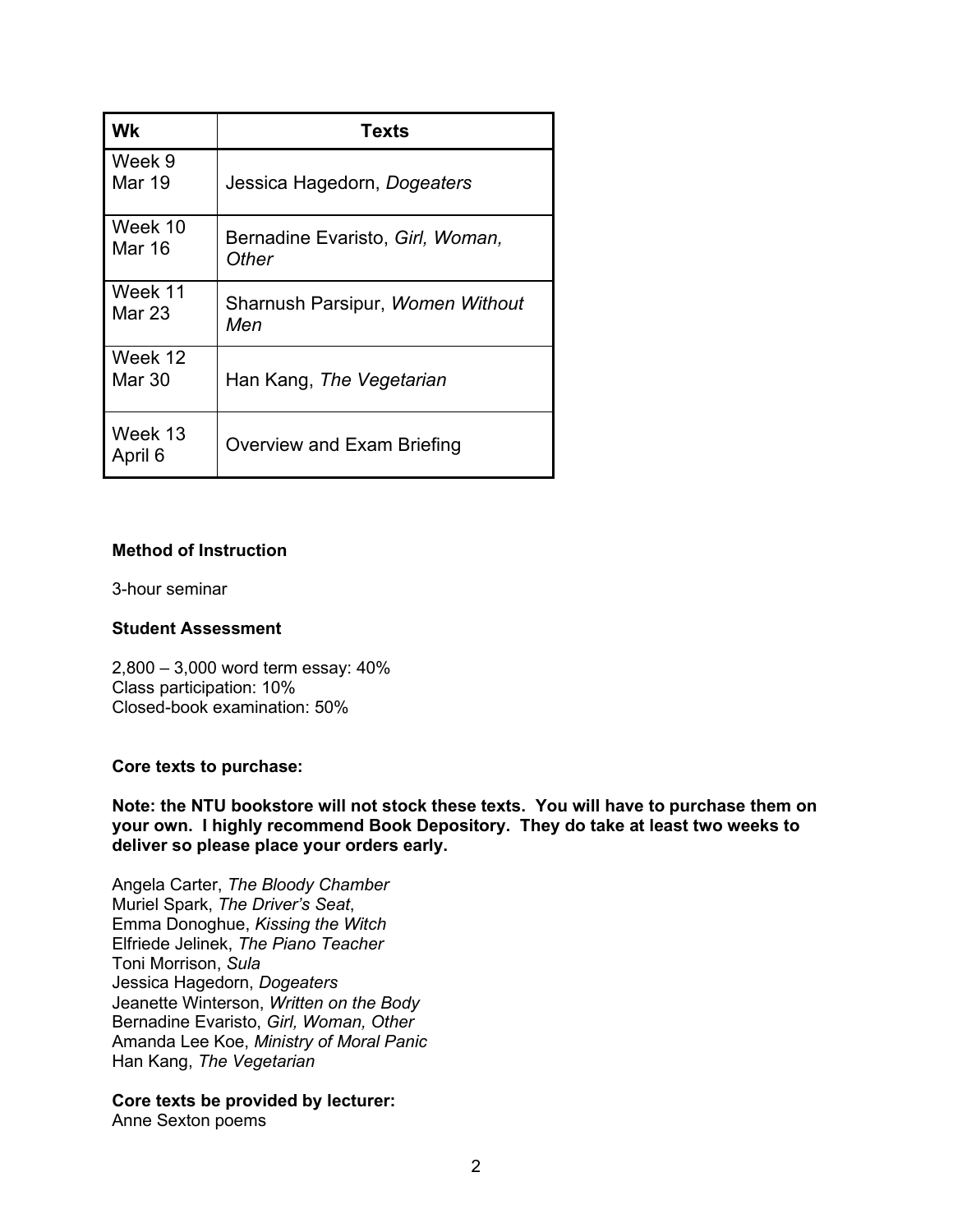| Wk | Texts |
|---|---|
| Week 9<br>Mar 19 | Jessica Hagedorn, *Dogeaters* |
| Week 10<br>Mar 16 | Bernadine Evaristo, *Girl, Woman, Other* |
| Week 11<br>Mar 23 | Sharnush Parsipur, *Women Without Men* |
| Week 12<br>Mar 30 | Han Kang, *The Vegetarian* |
| Week 13<br>April 6 | Overview and Exam Briefing |

**Method of Instruction**

3-hour seminar

**Student Assessment**

2,800 – 3,000 word term essay: 40%
Class participation: 10%
Closed-book examination: 50%

**Core texts to purchase:**

**Note: the NTU bookstore will not stock these texts. You will have to purchase them on your own. I highly recommend Book Depository. They do take at least two weeks to deliver so please place your orders early.**

Angela Carter, *The Bloody Chamber*
Muriel Spark, *The Driver's Seat*,
Emma Donoghue, *Kissing the Witch*
Elfriede Jelinek, *The Piano Teacher*
Toni Morrison, *Sula*
Jessica Hagedorn, *Dogeaters*
Jeanette Winterson, *Written on the Body*
Bernadine Evaristo, *Girl, Woman, Other*
Amanda Lee Koe, *Ministry of Moral Panic*
Han Kang, *The Vegetarian*

**Core texts be provided by lecturer:**
Anne Sexton poems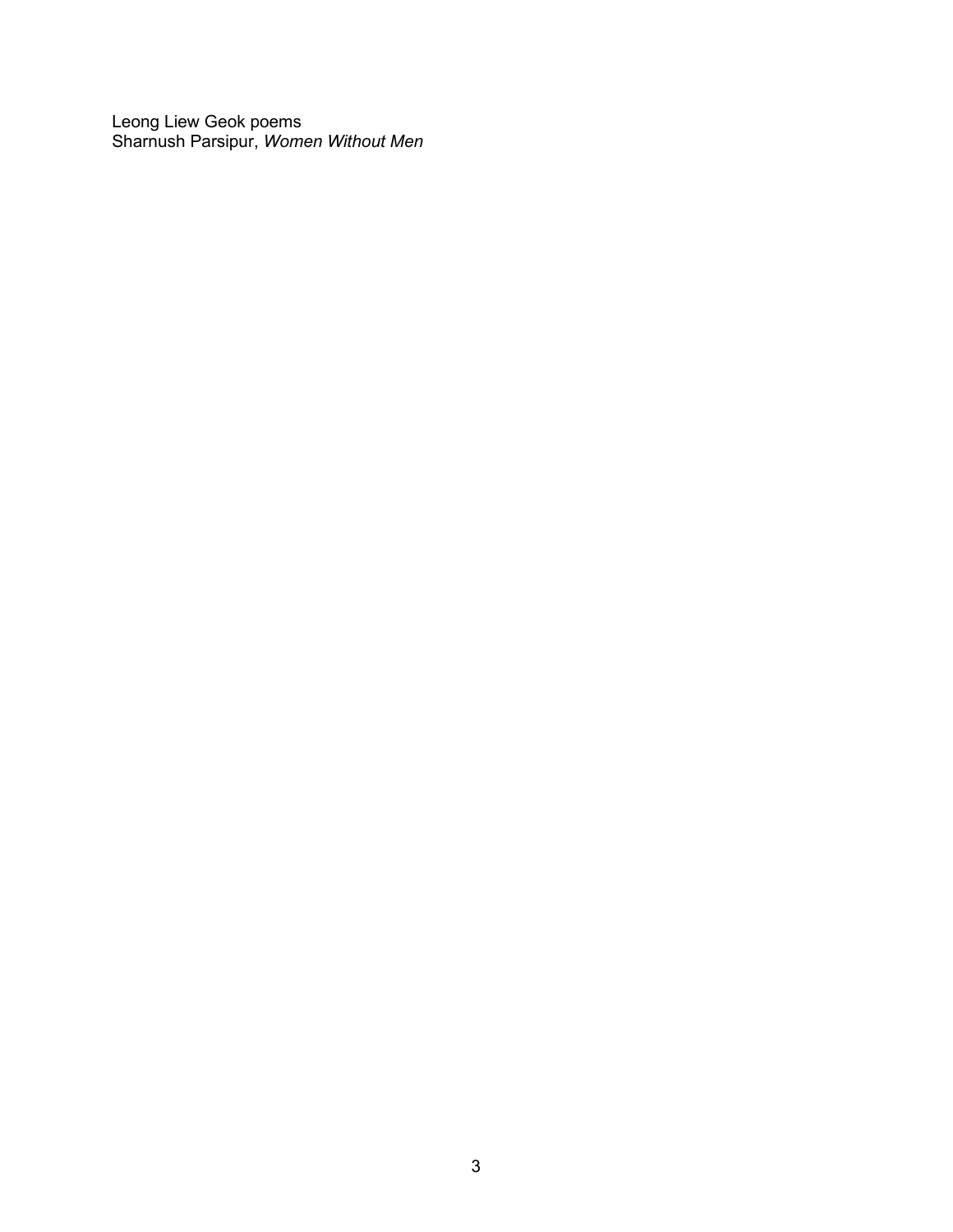Leong Liew Geok poems
Sharnush Parsipur, *Women Without Men*